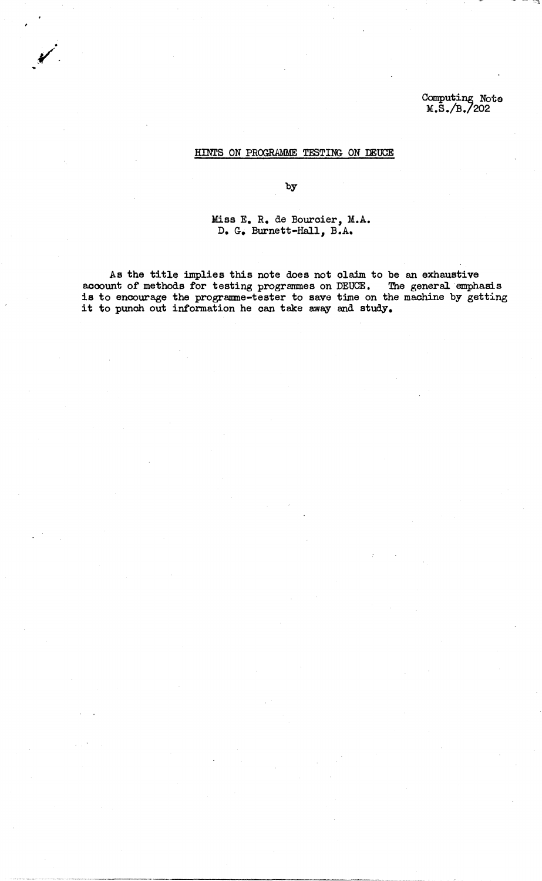Computing Note
M.S./B./202

# HINTS ON PROGRAMME TESTING ON DEUCE

by

Miss E. R. de Bourcier, M.A.
D. G. Burnett-Hall, B.A.

As the title implies this note does not claim to be an exhaustive account of methods for testing programmes on DEUCE. The general emphasis is to encourage the programme-tester to save time on the machine by getting it to punch out information he can take away and study.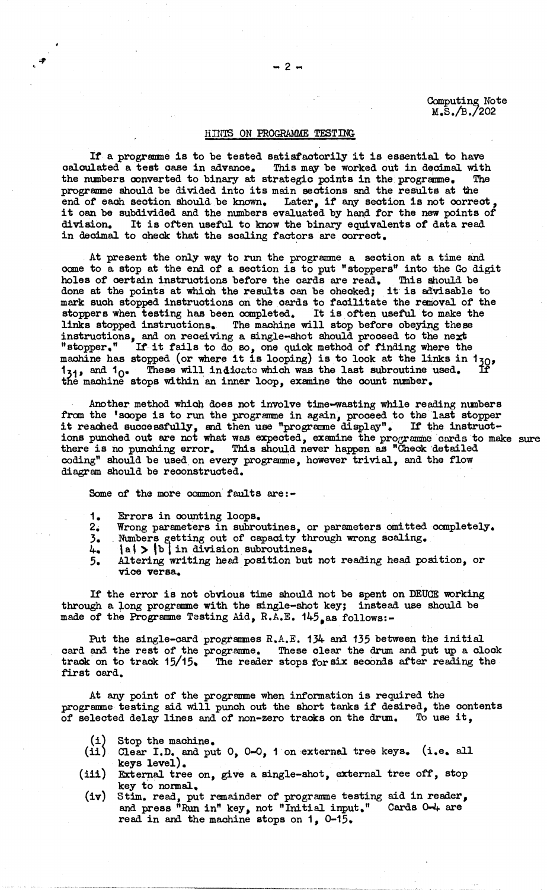Computing Note
M.S./B./202

## HINTS ON PROGRAMME TESTING

If a programme is to be tested satisfactorily it is essential to have calculated a test case in advance. This may be worked out in decimal with the numbers converted to binary at strategic points in the programme. The programme should be divided into its main sections and the results at the end of each section should be known. Later, if any section is not correct, it can be subdivided and the numbers evaluated by hand for the new points of division. It is often useful to know the binary equivalents of data read in decimal to check that the scaling factors are correct.

At present the only way to run the programme a section at a time and come to a stop at the end of a section is to put "stoppers" into the Go digit holes of certain instructions before the cards are read. This should be done at the points at which the results can be checked; it is advisable to mark such stopped instructions on the cards to facilitate the removal of the stoppers when testing has been completed. It is often useful to make the links stopped instructions. The machine will stop before obeying these instructions, and on receiving a single-shot should proceed to the next "stopper." If it fails to do so, one quick method of finding where the machine has stopped (or where it is looping) is to look at the links in $1_{30}$, $1_{31}$, and $1_{0}$. These will indicate which was the last subroutine used. If the machine stops within an inner loop, examine the count number.

Another method which does not involve time-wasting while reading numbers from the 'scope is to run the programme in again, proceed to the last stopper it reached successfully, and then use "programme display". If the instructions punched out are not what was expected, examine the programme cards to make sure there is no punching error. This should never happen as "Check detailed coding" should be used on every programme, however trivial, and the flow diagram should be reconstructed.

Some of the more common faults are:-

1. Errors in counting loops.
2. Wrong parameters in subroutines, or parameters omitted completely.
3. Numbers getting out of capacity through wrong scaling.
4. $|a| > |b|$ in division subroutines.
5. Altering writing head position but not reading head position, or vice versa.

If the error is not obvious time should not be spent on DEUCE working through a long programme with the single-shot key; instead use should be made of the Programme Testing Aid, R.A.E. 145, as follows:-

Put the single-card programmes R.A.E. 134 and 135 between the initial card and the rest of the programme. These clear the drum and put up a clock track on to track 15/15. The reader stops for six seconds after reading the first card.

At any point of the programme when information is required the programme testing aid will punch out the short tanks if desired, the contents of selected delay lines and of non-zero tracks on the drum. To use it,

(i) Stop the machine.
(ii) Clear I.D. and put 0, 0-0, 1 on external tree keys. (i.e. all keys level).
(iii) External tree on, give a single-shot, external tree off, stop key to normal.
(iv) Stim. read, put remainder of programme testing aid in reader, and press "Run in" key, not "Initial input." Cards 0-4 are read in and the machine stops on 1, 0-15.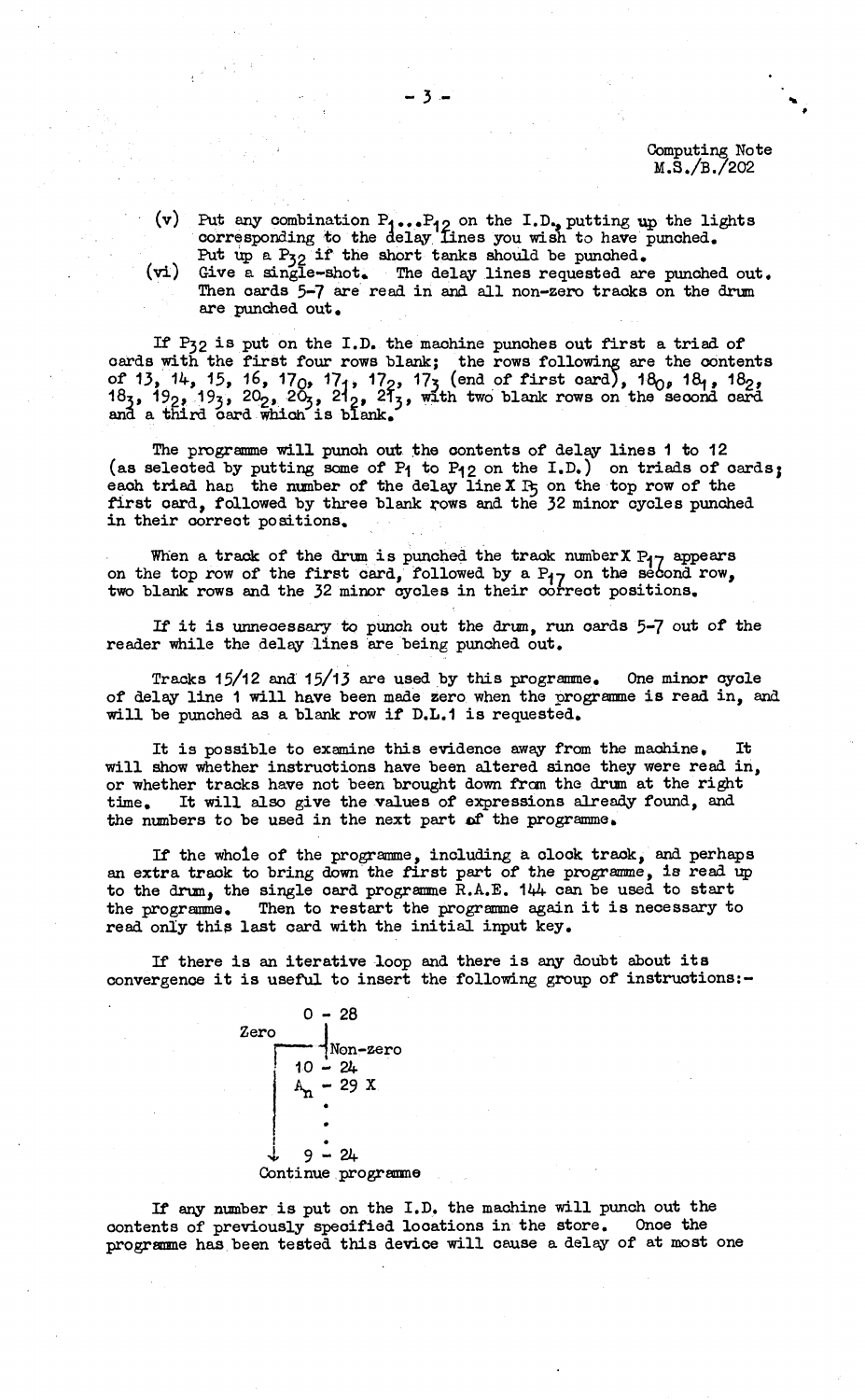Computing Note
M.S./B./202

(v) Put any combination $P_1 \ldots P_{12}$ on the I.D., putting up the lights corresponding to the delay lines you wish to have punched. Put up a $P_{32}$ if the short tanks should be punched.

(vi) Give a single-shot. The delay lines requested are punched out. Then cards 5-7 are read in and all non-zero tracks on the drum are punched out.

If $P_{32}$ is put on the I.D. the machine punches out first a triad of cards with the first four rows blank; the rows following are the contents of 13, 14, 15, 16, $17_0$, $17_1$, $17_2$, $17_3$ (end of first card), $18_0$, $18_1$, $18_2$, $18_3$, $19_2$, $19_3$, $20_2$, $20_3$, $21_2$, $21_3$, with two blank rows on the second card and a third card which is blank.

The programme will punch out the contents of delay lines 1 to 12 (as selected by putting some of $P_1$ to $P_{12}$ on the I.D.) on triads of cards; each triad has the number of the delay line X $P_5$ on the top row of the first card, followed by three blank rows and the 32 minor cycles punched in their correct positions.

When a track of the drum is punched the track number X $P_{17}$ appears on the top row of the first card, followed by a $P_{17}$ on the second row, two blank rows and the 32 minor cycles in their correct positions.

If it is unnecessary to punch out the drum, run cards 5-7 out of the reader while the delay lines are being punched out.

Tracks 15/12 and 15/13 are used by this programme. One minor cycle of delay line 1 will have been made zero when the programme is read in, and will be punched as a blank row if D.L.1 is requested.

It is possible to examine this evidence away from the machine. It will show whether instructions have been altered since they were read in, or whether tracks have not been brought down from the drum at the right time. It will also give the values of expressions already found, and the numbers to be used in the next part of the programme.

If the whole of the programme, including a clock track, and perhaps an extra track to bring down the first part of the programme, is read up to the drum, the single card programme R.A.E. 144 can be used to start the programme. Then to restart the programme again it is necessary to read only this last card with the initial input key.

If there is an iterative loop and there is any doubt about its convergence it is useful to insert the following group of instructions:-

```
          0 - 28
Zero        |
     ┌──────┤Non-zero
     │   10 - 24
     │   An - 29 X
     │      .
     │      .
     │      .
     ↓    9 - 24
   Continue programme
```

If any number is put on the I.D. the machine will punch out the contents of previously specified locations in the store. Once the programme has been tested this device will cause a delay of at most one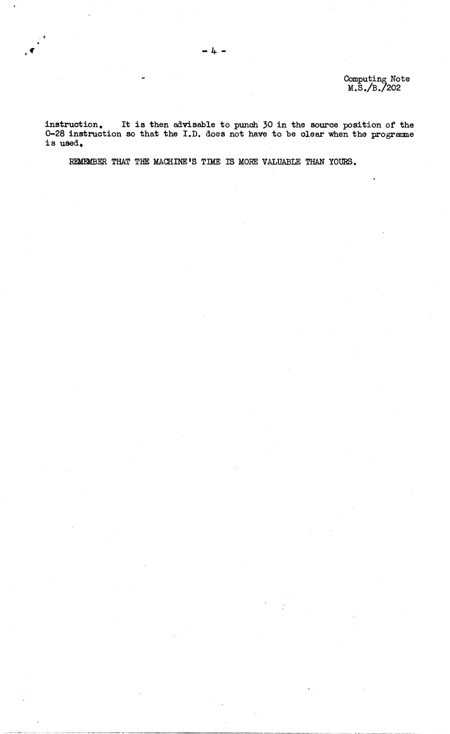instruction. It is then advisable to punch 30 in the source position of the 0-28 instruction so that the I.D. does not have to be clear when the programme is used.

REMEMBER THAT THE MACHINE'S TIME IS MORE VALUABLE THAN YOURS.